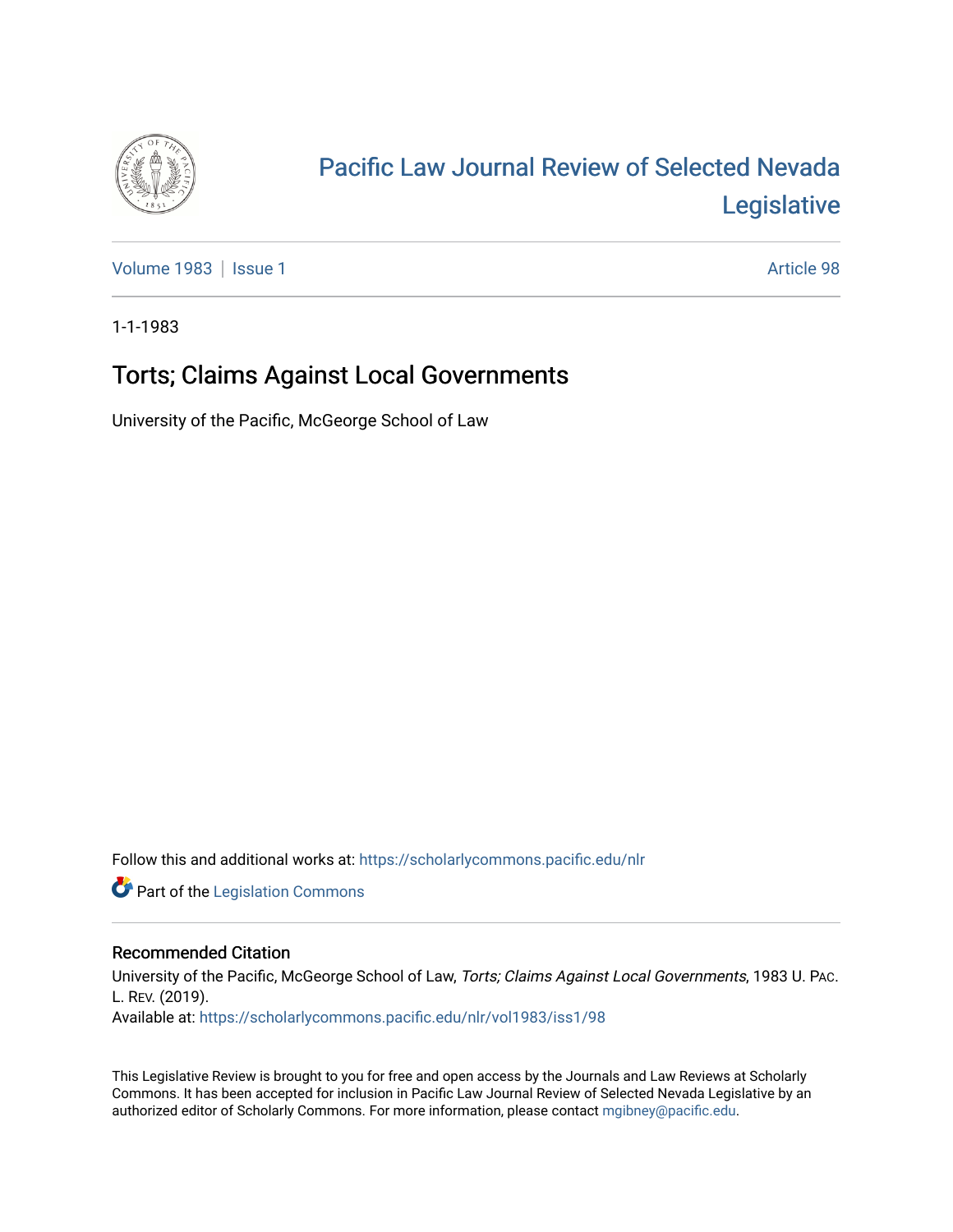# Pacific Law Journal Review of Selected Nevada Legislative

Volume 1983 | Issue 1 Article 98

1-1-1983

## Torts; Claims Against Local Governments

University of the Pacific, McGeorge School of Law

Follow this and additional works at: https://scholarlycommons.pacific.edu/nlr

Part of the Legislation Commons

### Recommended Citation

University of the Pacific, McGeorge School of Law, *Torts; Claims Against Local Governments*, 1983 U. Pac. L. Rev. (2019).
Available at: https://scholarlycommons.pacific.edu/nlr/vol1983/iss1/98

This Legislative Review is brought to you for free and open access by the Journals and Law Reviews at Scholarly Commons. It has been accepted for inclusion in Pacific Law Journal Review of Selected Nevada Legislative by an authorized editor of Scholarly Commons. For more information, please contact mgibney@pacific.edu.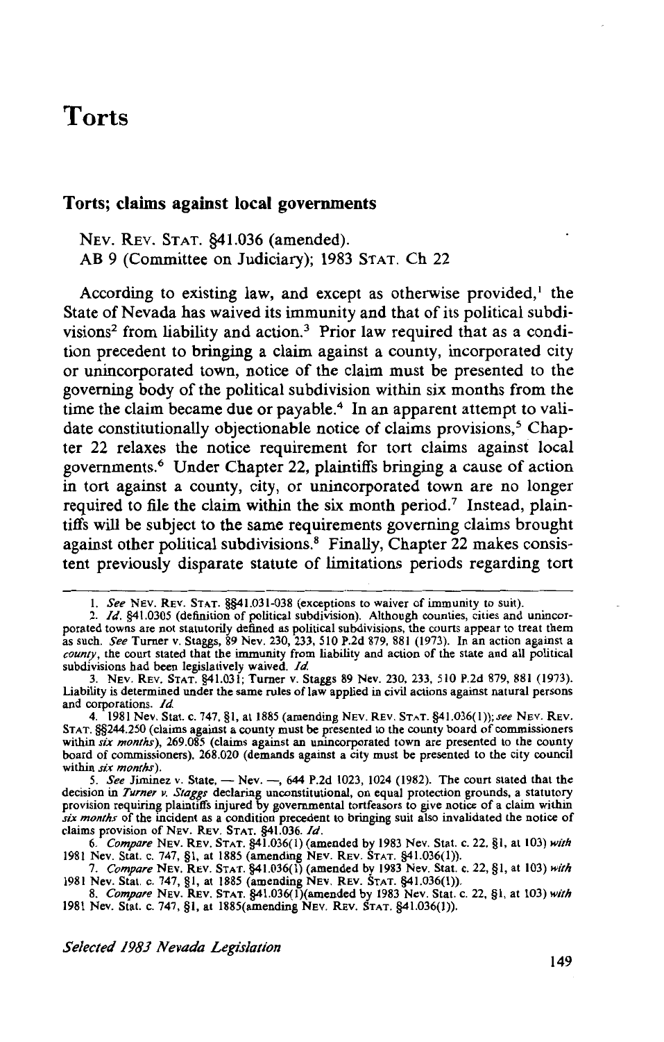# Torts

## Torts; claims against local governments

NEV. REV. STAT. §41.036 (amended).
AB 9 (Committee on Judiciary); 1983 STAT. Ch 22

According to existing law, and except as otherwise provided,[1] the State of Nevada has waived its immunity and that of its political subdivisions[2] from liability and action.[3] Prior law required that as a condition precedent to bringing a claim against a county, incorporated city or unincorporated town, notice of the claim must be presented to the governing body of the political subdivision within six months from the time the claim became due or payable.[4] In an apparent attempt to validate constitutionally objectionable notice of claims provisions,[5] Chapter 22 relaxes the notice requirement for tort claims against local governments.[6] Under Chapter 22, plaintiffs bringing a cause of action in tort against a county, city, or unincorporated town are no longer required to file the claim within the six month period.[7] Instead, plaintiffs will be subject to the same requirements governing claims brought against other political subdivisions.[8] Finally, Chapter 22 makes consistent previously disparate statute of limitations periods regarding tort

---

1. *See* NEV. REV. STAT. §§41.031-038 (exceptions to waiver of immunity to suit).

2. *Id.* §41.0305 (definition of political subdivision). Although counties, cities and unincorporated towns are not statutorily defined as political subdivisions, the courts appear to treat them as such. *See* Turner v. Staggs, 89 Nev. 230, 233, 510 P.2d 879, 881 (1973). In an action against a *county*, the court stated that the immunity from liability and action of the state and all political subdivisions had been legislatively waived. *Id.*

3. NEV. REV. STAT. §41.031; Turner v. Staggs 89 Nev. 230, 233, 510 P.2d 879, 881 (1973). Liability is determined under the same rules of law applied in civil actions against natural persons and corporations. *Id.*

4. 1981 Nev. Stat. c. 747, §1, at 1885 (amending NEV. REV. STAT. §41.036(1)); *see* NEV. REV. STAT. §§244.250 (claims against a county must be presented to the county board of commissioners within *six months*), 269.085 (claims against an unincorporated town are presented to the county board of commissioners), 268.020 (demands against a city must be presented to the city council within *six months*).

5. *See* Jiminez v. State, — Nev. —, 644 P.2d 1023, 1024 (1982). The court stated that the decision in *Turner v. Staggs* declaring unconstitutional, on equal protection grounds, a statutory provision requiring plaintiffs injured by governmental tortfeasors to give notice of a claim within *six months* of the incident as a condition precedent to bringing suit also invalidated the notice of claims provision of NEV. REV. STAT. §41.036. *Id.*

6. *Compare* NEV. REV. STAT. §41.036(1) (amended by 1983 Nev. Stat. c. 22, §1, at 103) *with* 1981 Nev. Stat. c. 747, §1, at 1885 (amending NEV. REV. STAT. §41.036(1)).

7. *Compare* NEV. REV. STAT. §41.036(1) (amended by 1983 Nev. Stat. c. 22, §1, at 103) *with* 1981 Nev. Stat. c. 747, §1, at 1885 (amending NEV. REV. STAT. §41.036(1)).

8. *Compare* NEV. REV. STAT. §41.036(1)(amended by 1983 Nev. Stat. c. 22, §1, at 103) *with* 1981 Nev. Stat. c. 747, §1, at 1885(amending NEV. REV. STAT. §41.036(1)).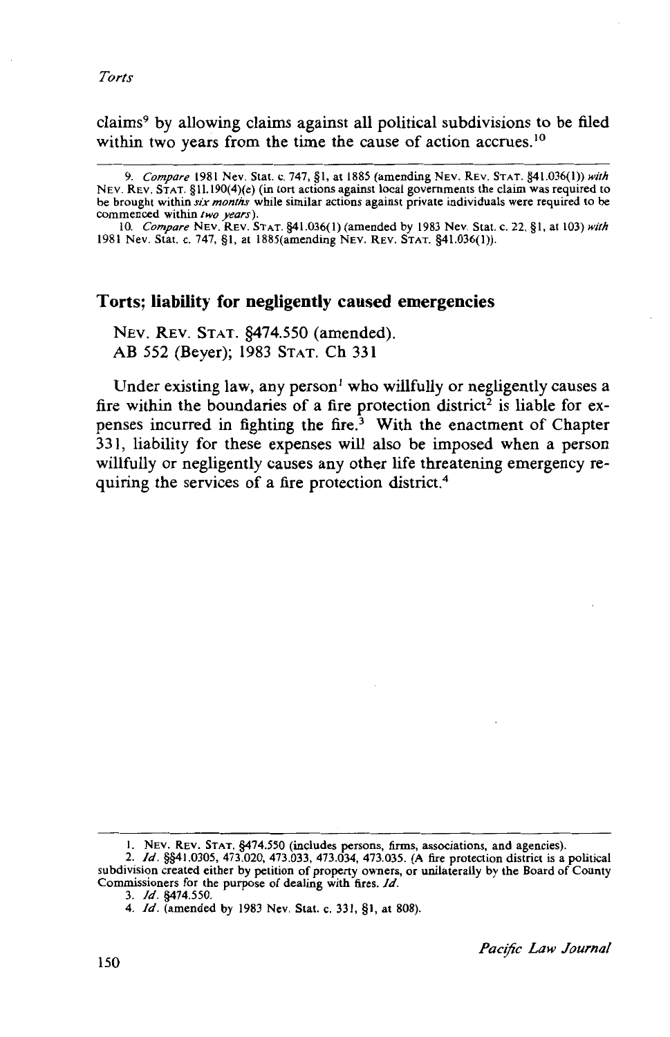claims[9] by allowing claims against all political subdivisions to be filed within two years from the time the cause of action accrues.[10]

9. *Compare* 1981 Nev. Stat. c. 747, §1, at 1885 (amending NEV. REV. STAT. §41.036(1)) *with* NEV. REV. STAT. §11.190(4)(e) (in tort actions against local governments the claim was required to be brought within *six months* while similar actions against private individuals were required to be commenced within *two years*).

10. *Compare* NEV. REV. STAT. §41.036(1) (amended by 1983 Nev. Stat. c. 22, §1, at 103) *with* 1981 Nev. Stat. c. 747, §1, at 1885(amending NEV. REV. STAT. §41.036(1)).

## Torts; liability for negligently caused emergencies

NEV. REV. STAT. §474.550 (amended).
AB 552 (Beyer); 1983 STAT. Ch 331

Under existing law, any person[1] who willfully or negligently causes a fire within the boundaries of a fire protection district[2] is liable for expenses incurred in fighting the fire.[3] With the enactment of Chapter 331, liability for these expenses will also be imposed when a person willfully or negligently causes any other life threatening emergency requiring the services of a fire protection district.[4]

1. NEV. REV. STAT. §474.550 (includes persons, firms, associations, and agencies).

2. *Id.* §§41.0305, 473.020, 473.033, 473.034, 473.035. (A fire protection district is a political subdivision created either by petition of property owners, or unilaterally by the Board of County Commissioners for the purpose of dealing with fires. *Id.*

3. *Id.* §474.550.

4. *Id.* (amended by 1983 Nev. Stat. c. 331, §1, at 808).